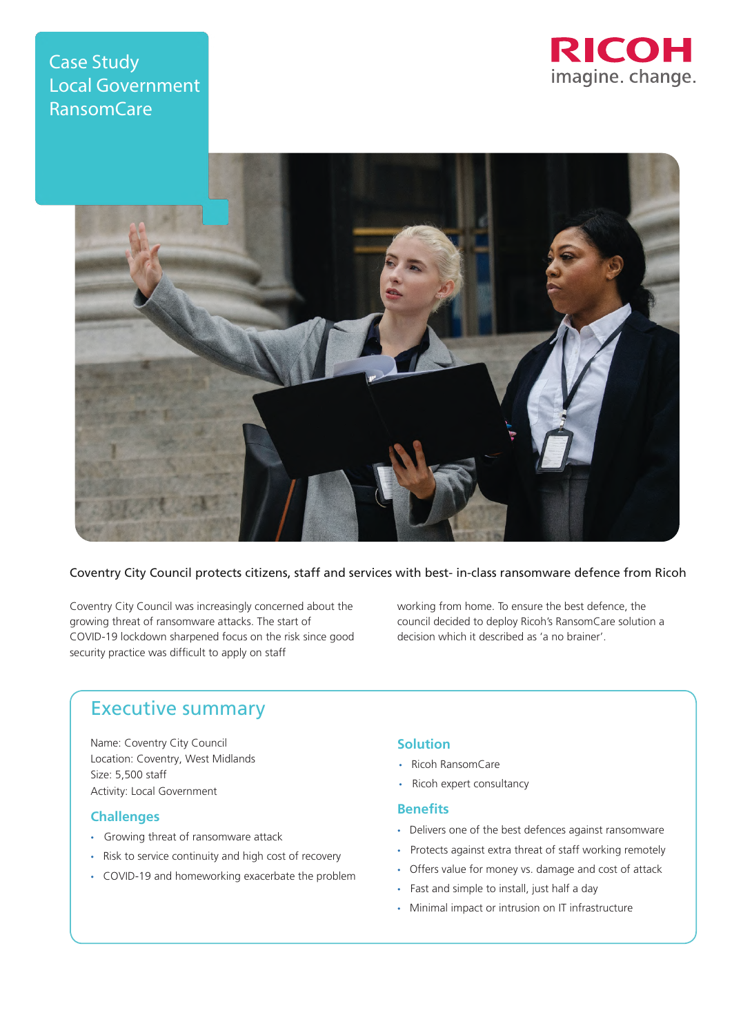# Case Study
## Local Government
## RansomCare

RICOH
imagine. change.

Coventry City Council protects citizens, staff and services with best- in-class ransomware defence from Ricoh

Coventry City Council was increasingly concerned about the growing threat of ransomware attacks. The start of COVID-19 lockdown sharpened focus on the risk since good security practice was difficult to apply on staff working from home. To ensure the best defence, the council decided to deploy Ricoh's RansomCare solution a decision which it described as 'a no brainer'.

## Executive summary

Name: Coventry City Council
Location: Coventry, West Midlands
Size: 5,500 staff
Activity: Local Government

### Challenges

- Growing threat of ransomware attack
- Risk to service continuity and high cost of recovery
- COVID-19 and homeworking exacerbate the problem

### Solution

- Ricoh RansomCare
- Ricoh expert consultancy

### Benefits

- Delivers one of the best defences against ransomware
- Protects against extra threat of staff working remotely
- Offers value for money vs. damage and cost of attack
- Fast and simple to install, just half a day
- Minimal impact or intrusion on IT infrastructure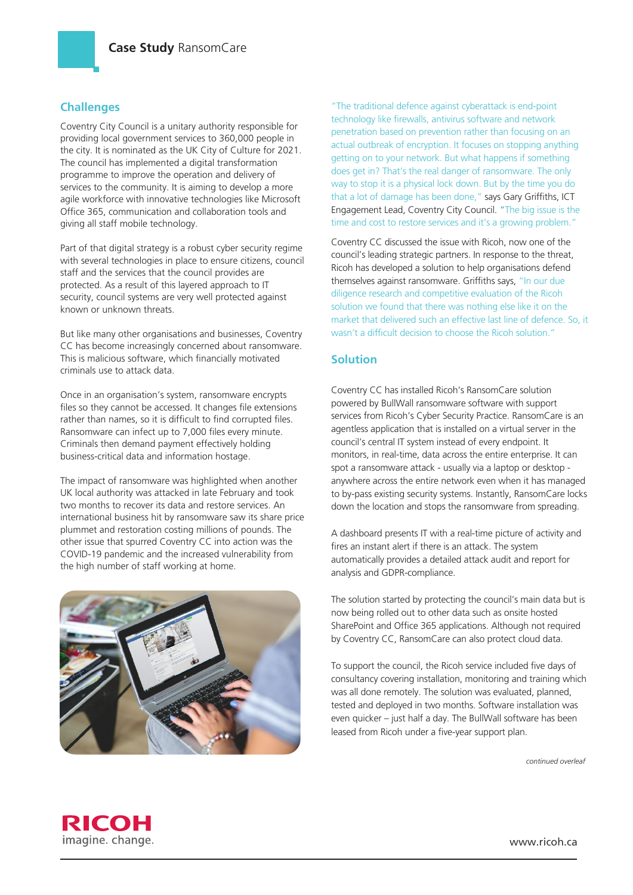## Challenges

Coventry City Council is a unitary authority responsible for providing local government services to 360,000 people in the city. It is nominated as the UK City of Culture for 2021. The council has implemented a digital transformation programme to improve the operation and delivery of services to the community. It is aiming to develop a more agile workforce with innovative technologies like Microsoft Office 365, communication and collaboration tools and giving all staff mobile technology.

Part of that digital strategy is a robust cyber security regime with several technologies in place to ensure citizens, council staff and the services that the council provides are protected. As a result of this layered approach to IT security, council systems are very well protected against known or unknown threats.

But like many other organisations and businesses, Coventry CC has become increasingly concerned about ransomware. This is malicious software, which financially motivated criminals use to attack data.

Once in an organisation's system, ransomware encrypts files so they cannot be accessed. It changes file extensions rather than names, so it is difficult to find corrupted files. Ransomware can infect up to 7,000 files every minute. Criminals then demand payment effectively holding business-critical data and information hostage.

The impact of ransomware was highlighted when another UK local authority was attacked in late February and took two months to recover its data and restore services. An international business hit by ransomware saw its share price plummet and restoration costing millions of pounds. The other issue that spurred Coventry CC into action was the COVID-19 pandemic and the increased vulnerability from the high number of staff working at home.

"The traditional defence against cyberattack is end-point technology like firewalls, antivirus software and network penetration based on prevention rather than focusing on an actual outbreak of encryption. It focuses on stopping anything getting on to your network. But what happens if something does get in? That's the real danger of ransomware. The only way to stop it is a physical lock down. But by the time you do that a lot of damage has been done," says Gary Griffiths, ICT Engagement Lead, Coventry City Council. "The big issue is the time and cost to restore services and it's a growing problem."

Coventry CC discussed the issue with Ricoh, now one of the council's leading strategic partners. In response to the threat, Ricoh has developed a solution to help organisations defend themselves against ransomware. Griffiths says, "In our due diligence research and competitive evaluation of the Ricoh solution we found that there was nothing else like it on the market that delivered such an effective last line of defence. So, it wasn't a difficult decision to choose the Ricoh solution."

## Solution

Coventry CC has installed Ricoh's RansomCare solution powered by BullWall ransomware software with support services from Ricoh's Cyber Security Practice. RansomCare is an agentless application that is installed on a virtual server in the council's central IT system instead of every endpoint. It monitors, in real-time, data across the entire enterprise. It can spot a ransomware attack - usually via a laptop or desktop - anywhere across the entire network even when it has managed to by-pass existing security systems. Instantly, RansomCare locks down the location and stops the ransomware from spreading.

A dashboard presents IT with a real-time picture of activity and fires an instant alert if there is an attack. The system automatically provides a detailed attack audit and report for analysis and GDPR-compliance.

The solution started by protecting the council's main data but is now being rolled out to other data such as onsite hosted SharePoint and Office 365 applications. Although not required by Coventry CC, RansomCare can also protect cloud data.

To support the council, the Ricoh service included five days of consultancy covering installation, monitoring and training which was all done remotely. The solution was evaluated, planned, tested and deployed in two months. Software installation was even quicker – just half a day. The BullWall software has been leased from Ricoh under a five-year support plan.

*continued overleaf*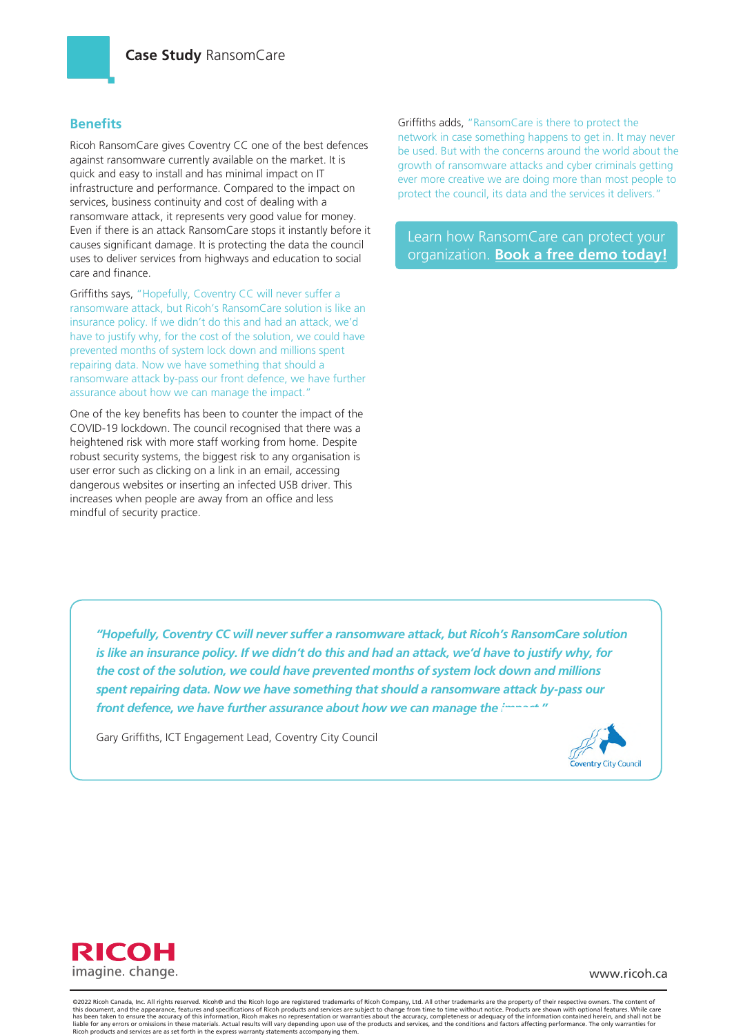## Benefits

Ricoh RansomCare gives Coventry CC one of the best defences against ransomware currently available on the market. It is quick and easy to install and has minimal impact on IT infrastructure and performance. Compared to the impact on services, business continuity and cost of dealing with a ransomware attack, it represents very good value for money. Even if there is an attack RansomCare stops it instantly before it causes significant damage. It is protecting the data the council uses to deliver services from highways and education to social care and finance.

Griffiths says, "Hopefully, Coventry CC will never suffer a ransomware attack, but Ricoh's RansomCare solution is like an insurance policy. If we didn't do this and had an attack, we'd have to justify why, for the cost of the solution, we could have prevented months of system lock down and millions spent repairing data. Now we have something that should a ransomware attack by-pass our front defence, we have further assurance about how we can manage the impact."

One of the key benefits has been to counter the impact of the COVID-19 lockdown. The council recognised that there was a heightened risk with more staff working from home. Despite robust security systems, the biggest risk to any organisation is user error such as clicking on a link in an email, accessing dangerous websites or inserting an infected USB driver. This increases when people are away from an office and less mindful of security practice.

Griffiths adds, "RansomCare is there to protect the network in case something happens to get in. It may never be used. But with the concerns around the world about the growth of ransomware attacks and cyber criminals getting ever more creative we are doing more than most people to protect the council, its data and the services it delivers."

Learn how RansomCare can protect your organization. **Book a free demo today!**

***"Hopefully, Coventry CC will never suffer a ransomware attack, but Ricoh's RansomCare solution is like an insurance policy. If we didn't do this and had an attack, we'd have to justify why, for the cost of the solution, we could have prevented months of system lock down and millions spent repairing data. Now we have something that should a ransomware attack by-pass our front defence, we have further assurance about how we can manage the impact."***

Gary Griffiths, ICT Engagement Lead, Coventry City Council

Coventry City Council

RICOH imagine. change.

www.ricoh.ca

©2022 Ricoh Canada, Inc. All rights reserved. Ricoh® and the Ricoh logo are registered trademarks of Ricoh Company, Ltd. All other trademarks are the property of their respective owners. The content of this document, and the appearance, features and specifications of Ricoh products and services are subject to change from time to time without notice. Products are shown with optional features. While care has been taken to ensure the accuracy of this information, Ricoh makes no representation or warranties about the accuracy, completeness or adequacy of the information contained herein, and shall not be liable for any errors or omissions in these materials. Actual results will vary depending upon use of the products and services, and the conditions and factors affecting performance. The only warranties for Ricoh products and services are as set forth in the express warranty statements accompanying them.